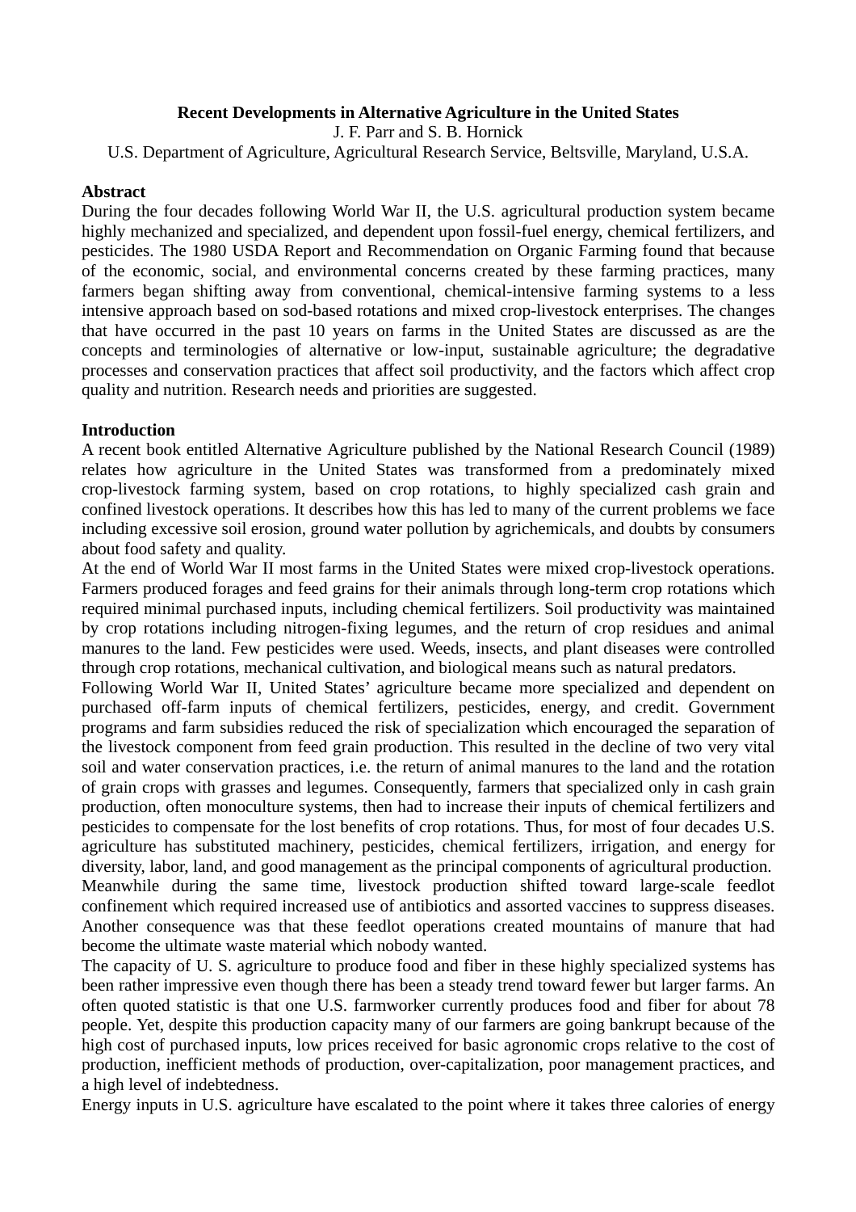# Recent Developments in Alternative Agriculture in the United States

J. F. Parr and S. B. Hornick

U.S. Department of Agriculture, Agricultural Research Service, Beltsville, Maryland, U.S.A.

## Abstract

During the four decades following World War II, the U.S. agricultural production system became highly mechanized and specialized, and dependent upon fossil-fuel energy, chemical fertilizers, and pesticides. The 1980 USDA Report and Recommendation on Organic Farming found that because of the economic, social, and environmental concerns created by these farming practices, many farmers began shifting away from conventional, chemical-intensive farming systems to a less intensive approach based on sod-based rotations and mixed crop-livestock enterprises. The changes that have occurred in the past 10 years on farms in the United States are discussed as are the concepts and terminologies of alternative or low-input, sustainable agriculture; the degradative processes and conservation practices that affect soil productivity, and the factors which affect crop quality and nutrition. Research needs and priorities are suggested.

## Introduction

A recent book entitled Alternative Agriculture published by the National Research Council (1989) relates how agriculture in the United States was transformed from a predominately mixed crop-livestock farming system, based on crop rotations, to highly specialized cash grain and confined livestock operations. It describes how this has led to many of the current problems we face including excessive soil erosion, ground water pollution by agrichemicals, and doubts by consumers about food safety and quality.

At the end of World War II most farms in the United States were mixed crop-livestock operations. Farmers produced forages and feed grains for their animals through long-term crop rotations which required minimal purchased inputs, including chemical fertilizers. Soil productivity was maintained by crop rotations including nitrogen-fixing legumes, and the return of crop residues and animal manures to the land. Few pesticides were used. Weeds, insects, and plant diseases were controlled through crop rotations, mechanical cultivation, and biological means such as natural predators.

Following World War II, United States' agriculture became more specialized and dependent on purchased off-farm inputs of chemical fertilizers, pesticides, energy, and credit. Government programs and farm subsidies reduced the risk of specialization which encouraged the separation of the livestock component from feed grain production. This resulted in the decline of two very vital soil and water conservation practices, i.e. the return of animal manures to the land and the rotation of grain crops with grasses and legumes. Consequently, farmers that specialized only in cash grain production, often monoculture systems, then had to increase their inputs of chemical fertilizers and pesticides to compensate for the lost benefits of crop rotations. Thus, for most of four decades U.S. agriculture has substituted machinery, pesticides, chemical fertilizers, irrigation, and energy for diversity, labor, land, and good management as the principal components of agricultural production.

Meanwhile during the same time, livestock production shifted toward large-scale feedlot confinement which required increased use of antibiotics and assorted vaccines to suppress diseases. Another consequence was that these feedlot operations created mountains of manure that had become the ultimate waste material which nobody wanted.

The capacity of U. S. agriculture to produce food and fiber in these highly specialized systems has been rather impressive even though there has been a steady trend toward fewer but larger farms. An often quoted statistic is that one U.S. farmworker currently produces food and fiber for about 78 people. Yet, despite this production capacity many of our farmers are going bankrupt because of the high cost of purchased inputs, low prices received for basic agronomic crops relative to the cost of production, inefficient methods of production, over-capitalization, poor management practices, and a high level of indebtedness.

Energy inputs in U.S. agriculture have escalated to the point where it takes three calories of energy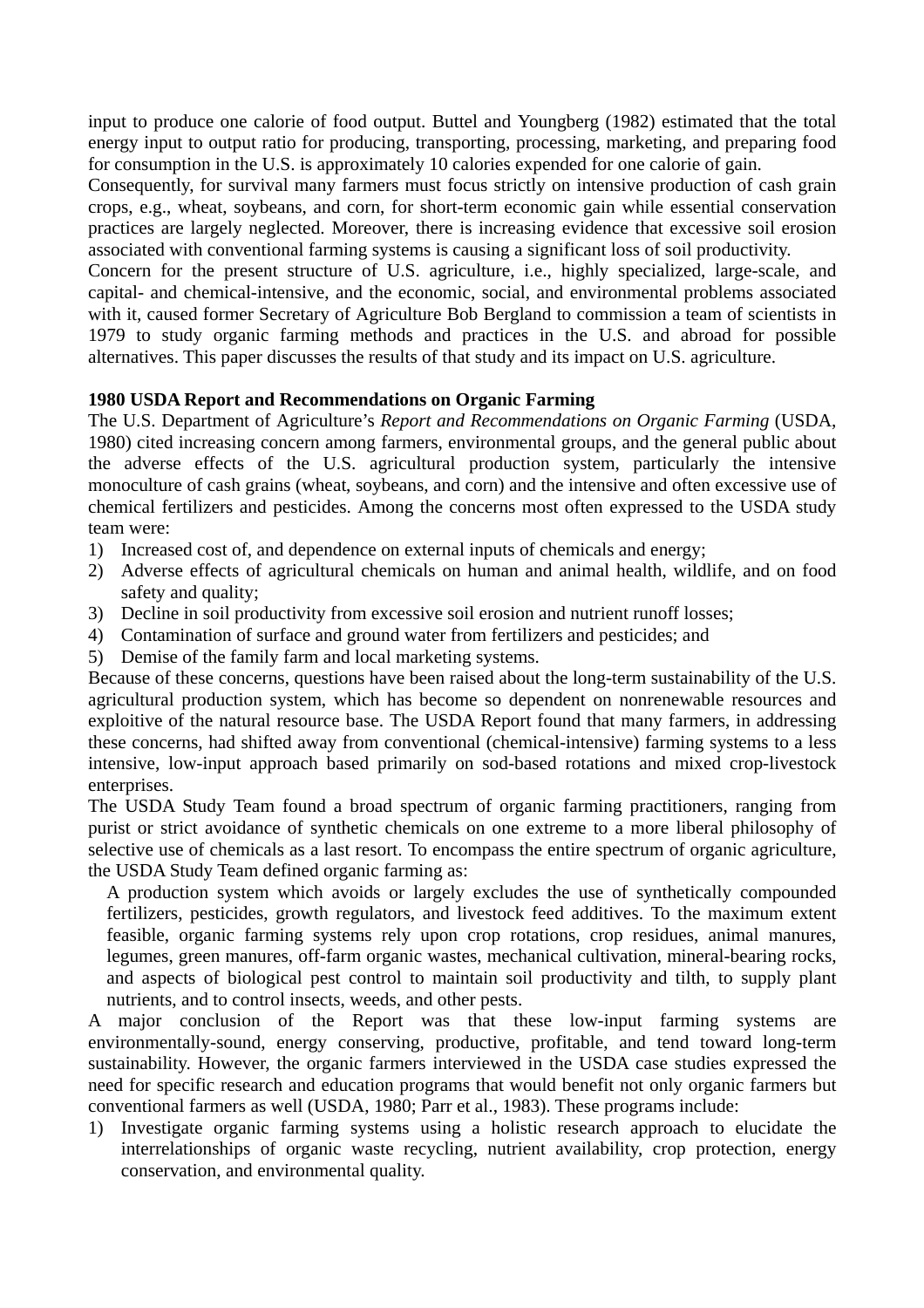input to produce one calorie of food output. Buttel and Youngberg (1982) estimated that the total energy input to output ratio for producing, transporting, processing, marketing, and preparing food for consumption in the U.S. is approximately 10 calories expended for one calorie of gain.

Consequently, for survival many farmers must focus strictly on intensive production of cash grain crops, e.g., wheat, soybeans, and corn, for short-term economic gain while essential conservation practices are largely neglected. Moreover, there is increasing evidence that excessive soil erosion associated with conventional farming systems is causing a significant loss of soil productivity.

Concern for the present structure of U.S. agriculture, i.e., highly specialized, large-scale, and capital- and chemical-intensive, and the economic, social, and environmental problems associated with it, caused former Secretary of Agriculture Bob Bergland to commission a team of scientists in 1979 to study organic farming methods and practices in the U.S. and abroad for possible alternatives. This paper discusses the results of that study and its impact on U.S. agriculture.

**1980 USDA Report and Recommendations on Organic Farming**

The U.S. Department of Agriculture's *Report and Recommendations on Organic Farming* (USDA, 1980) cited increasing concern among farmers, environmental groups, and the general public about the adverse effects of the U.S. agricultural production system, particularly the intensive monoculture of cash grains (wheat, soybeans, and corn) and the intensive and often excessive use of chemical fertilizers and pesticides. Among the concerns most often expressed to the USDA study team were:

1) Increased cost of, and dependence on external inputs of chemicals and energy;
2) Adverse effects of agricultural chemicals on human and animal health, wildlife, and on food safety and quality;
3) Decline in soil productivity from excessive soil erosion and nutrient runoff losses;
4) Contamination of surface and ground water from fertilizers and pesticides; and
5) Demise of the family farm and local marketing systems.

Because of these concerns, questions have been raised about the long-term sustainability of the U.S. agricultural production system, which has become so dependent on nonrenewable resources and exploitive of the natural resource base. The USDA Report found that many farmers, in addressing these concerns, had shifted away from conventional (chemical-intensive) farming systems to a less intensive, low-input approach based primarily on sod-based rotations and mixed crop-livestock enterprises.

The USDA Study Team found a broad spectrum of organic farming practitioners, ranging from purist or strict avoidance of synthetic chemicals on one extreme to a more liberal philosophy of selective use of chemicals as a last resort. To encompass the entire spectrum of organic agriculture, the USDA Study Team defined organic farming as:

> A production system which avoids or largely excludes the use of synthetically compounded fertilizers, pesticides, growth regulators, and livestock feed additives. To the maximum extent feasible, organic farming systems rely upon crop rotations, crop residues, animal manures, legumes, green manures, off-farm organic wastes, mechanical cultivation, mineral-bearing rocks, and aspects of biological pest control to maintain soil productivity and tilth, to supply plant nutrients, and to control insects, weeds, and other pests.

A major conclusion of the Report was that these low-input farming systems are environmentally-sound, energy conserving, productive, profitable, and tend toward long-term sustainability. However, the organic farmers interviewed in the USDA case studies expressed the need for specific research and education programs that would benefit not only organic farmers but conventional farmers as well (USDA, 1980; Parr et al., 1983). These programs include:

1) Investigate organic farming systems using a holistic research approach to elucidate the interrelationships of organic waste recycling, nutrient availability, crop protection, energy conservation, and environmental quality.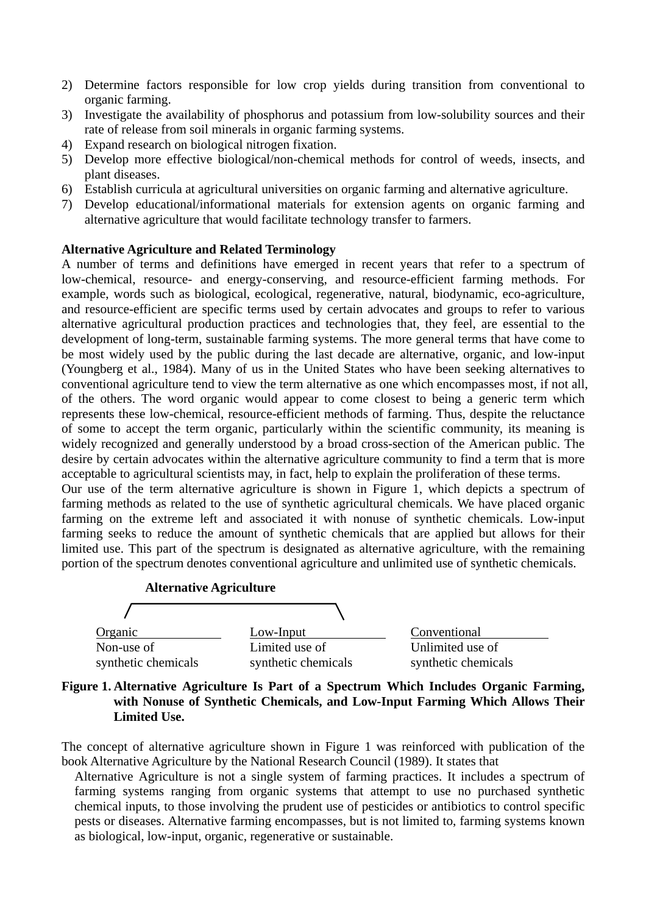2) Determine factors responsible for low crop yields during transition from conventional to organic farming.
3) Investigate the availability of phosphorus and potassium from low-solubility sources and their rate of release from soil minerals in organic farming systems.
4) Expand research on biological nitrogen fixation.
5) Develop more effective biological/non-chemical methods for control of weeds, insects, and plant diseases.
6) Establish curricula at agricultural universities on organic farming and alternative agriculture.
7) Develop educational/informational materials for extension agents on organic farming and alternative agriculture that would facilitate technology transfer to farmers.

**Alternative Agriculture and Related Terminology**

A number of terms and definitions have emerged in recent years that refer to a spectrum of low-chemical, resource- and energy-conserving, and resource-efficient farming methods. For example, words such as biological, ecological, regenerative, natural, biodynamic, eco-agriculture, and resource-efficient are specific terms used by certain advocates and groups to refer to various alternative agricultural production practices and technologies that, they feel, are essential to the development of long-term, sustainable farming systems. The more general terms that have come to be most widely used by the public during the last decade are alternative, organic, and low-input (Youngberg et al., 1984). Many of us in the United States who have been seeking alternatives to conventional agriculture tend to view the term alternative as one which encompasses most, if not all, of the others. The word organic would appear to come closest to being a generic term which represents these low-chemical, resource-efficient methods of farming. Thus, despite the reluctance of some to accept the term organic, particularly within the scientific community, its meaning is widely recognized and generally understood by a broad cross-section of the American public. The desire by certain advocates within the alternative agriculture community to find a term that is more acceptable to agricultural scientists may, in fact, help to explain the proliferation of these terms.

Our use of the term alternative agriculture is shown in Figure 1, which depicts a spectrum of farming methods as related to the use of synthetic agricultural chemicals. We have placed organic farming on the extreme left and associated it with nonuse of synthetic chemicals. Low-input farming seeks to reduce the amount of synthetic chemicals that are applied but allows for their limited use. This part of the spectrum is designated as alternative agriculture, with the remaining portion of the spectrum denotes conventional agriculture and unlimited use of synthetic chemicals.

| Alternative Agriculture | | |
|---|---|---|
| Organic | Low-Input | Conventional |
| Non-use of synthetic chemicals | Limited use of synthetic chemicals | Unlimited use of synthetic chemicals |

**Figure 1. Alternative Agriculture Is Part of a Spectrum Which Includes Organic Farming, with Nonuse of Synthetic Chemicals, and Low-Input Farming Which Allows Their Limited Use.**

The concept of alternative agriculture shown in Figure 1 was reinforced with publication of the book Alternative Agriculture by the National Research Council (1989). It states that

> Alternative Agriculture is not a single system of farming practices. It includes a spectrum of farming systems ranging from organic systems that attempt to use no purchased synthetic chemical inputs, to those involving the prudent use of pesticides or antibiotics to control specific pests or diseases. Alternative farming encompasses, but is not limited to, farming systems known as biological, low-input, organic, regenerative or sustainable.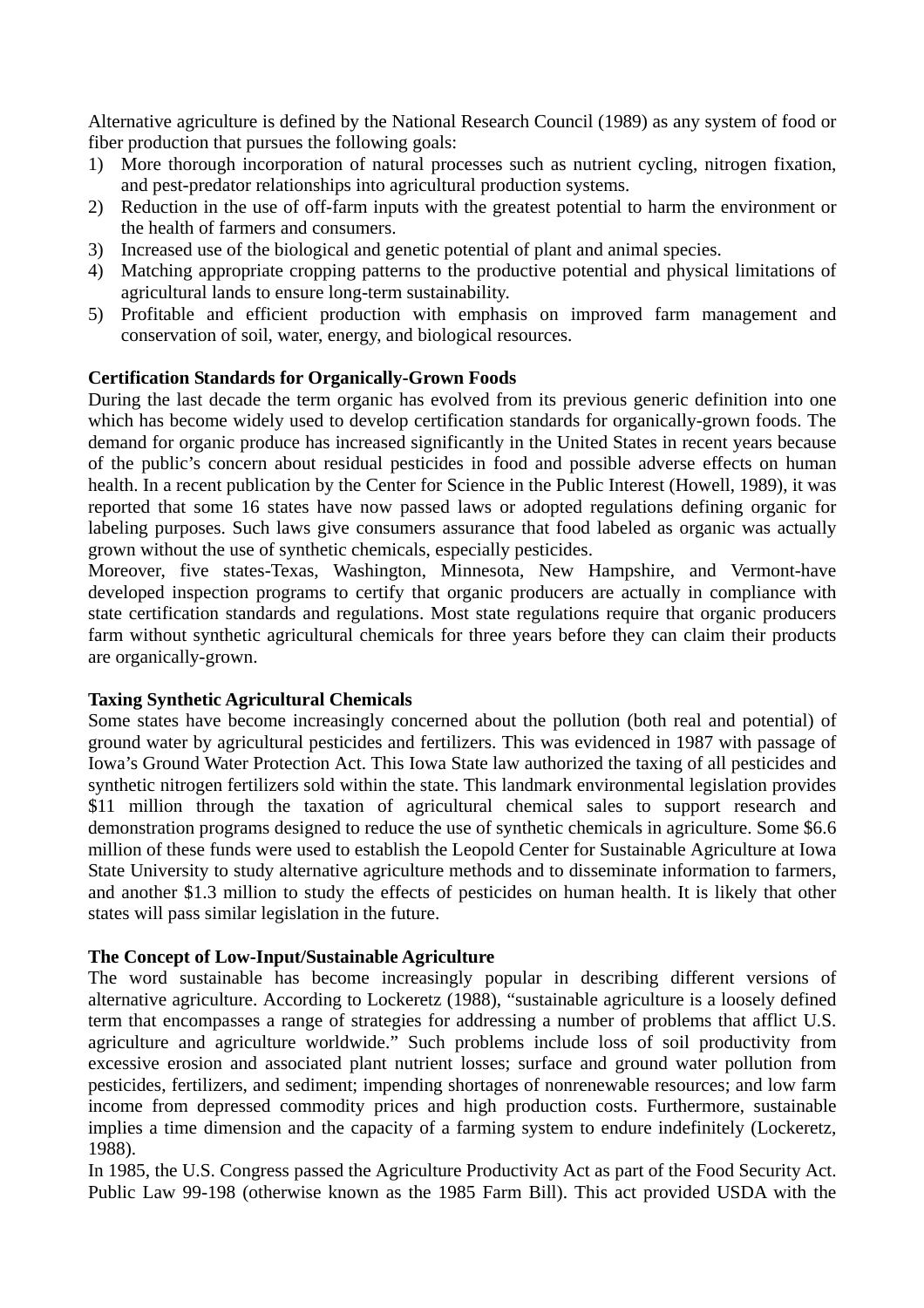Alternative agriculture is defined by the National Research Council (1989) as any system of food or fiber production that pursues the following goals:

1) More thorough incorporation of natural processes such as nutrient cycling, nitrogen fixation, and pest-predator relationships into agricultural production systems.
2) Reduction in the use of off-farm inputs with the greatest potential to harm the environment or the health of farmers and consumers.
3) Increased use of the biological and genetic potential of plant and animal species.
4) Matching appropriate cropping patterns to the productive potential and physical limitations of agricultural lands to ensure long-term sustainability.
5) Profitable and efficient production with emphasis on improved farm management and conservation of soil, water, energy, and biological resources.

**Certification Standards for Organically-Grown Foods**

During the last decade the term organic has evolved from its previous generic definition into one which has become widely used to develop certification standards for organically-grown foods. The demand for organic produce has increased significantly in the United States in recent years because of the public's concern about residual pesticides in food and possible adverse effects on human health. In a recent publication by the Center for Science in the Public Interest (Howell, 1989), it was reported that some 16 states have now passed laws or adopted regulations defining organic for labeling purposes. Such laws give consumers assurance that food labeled as organic was actually grown without the use of synthetic chemicals, especially pesticides.

Moreover, five states-Texas, Washington, Minnesota, New Hampshire, and Vermont-have developed inspection programs to certify that organic producers are actually in compliance with state certification standards and regulations. Most state regulations require that organic producers farm without synthetic agricultural chemicals for three years before they can claim their products are organically-grown.

**Taxing Synthetic Agricultural Chemicals**

Some states have become increasingly concerned about the pollution (both real and potential) of ground water by agricultural pesticides and fertilizers. This was evidenced in 1987 with passage of Iowa's Ground Water Protection Act. This Iowa State law authorized the taxing of all pesticides and synthetic nitrogen fertilizers sold within the state. This landmark environmental legislation provides $11 million through the taxation of agricultural chemical sales to support research and demonstration programs designed to reduce the use of synthetic chemicals in agriculture. Some $6.6 million of these funds were used to establish the Leopold Center for Sustainable Agriculture at Iowa State University to study alternative agriculture methods and to disseminate information to farmers, and another $1.3 million to study the effects of pesticides on human health. It is likely that other states will pass similar legislation in the future.

**The Concept of Low-Input/Sustainable Agriculture**

The word sustainable has become increasingly popular in describing different versions of alternative agriculture. According to Lockeretz (1988), "sustainable agriculture is a loosely defined term that encompasses a range of strategies for addressing a number of problems that afflict U.S. agriculture and agriculture worldwide." Such problems include loss of soil productivity from excessive erosion and associated plant nutrient losses; surface and ground water pollution from pesticides, fertilizers, and sediment; impending shortages of nonrenewable resources; and low farm income from depressed commodity prices and high production costs. Furthermore, sustainable implies a time dimension and the capacity of a farming system to endure indefinitely (Lockeretz, 1988).

In 1985, the U.S. Congress passed the Agriculture Productivity Act as part of the Food Security Act. Public Law 99-198 (otherwise known as the 1985 Farm Bill). This act provided USDA with the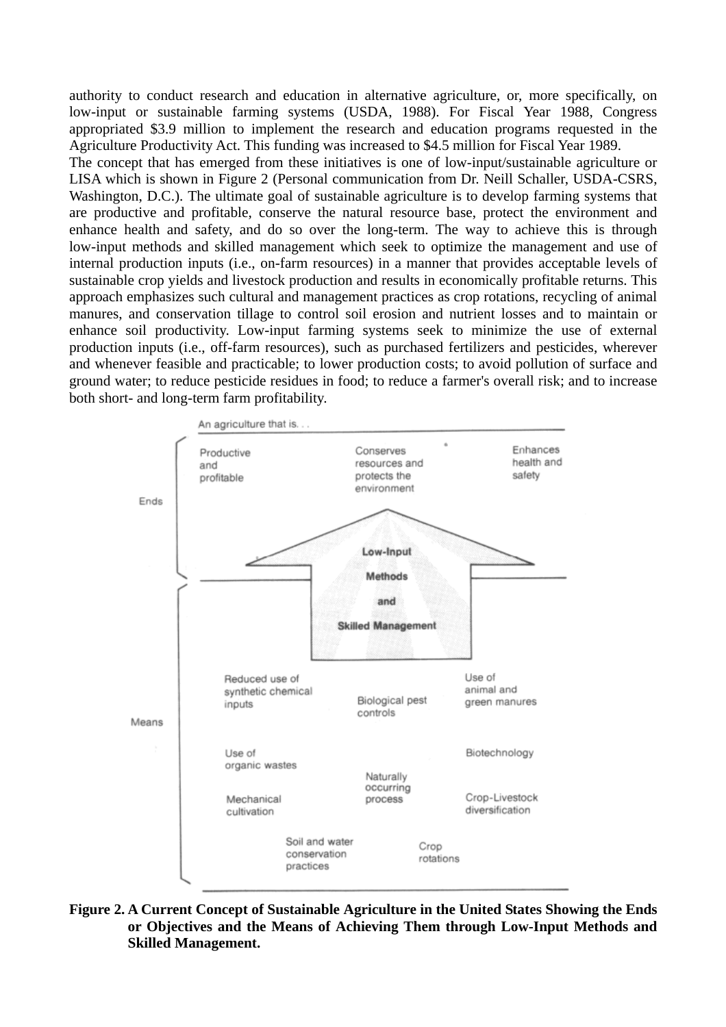authority to conduct research and education in alternative agriculture, or, more specifically, on low-input or sustainable farming systems (USDA, 1988). For Fiscal Year 1988, Congress appropriated $3.9 million to implement the research and education programs requested in the Agriculture Productivity Act. This funding was increased to $4.5 million for Fiscal Year 1989.

The concept that has emerged from these initiatives is one of low-input/sustainable agriculture or LISA which is shown in Figure 2 (Personal communication from Dr. Neill Schaller, USDA-CSRS, Washington, D.C.). The ultimate goal of sustainable agriculture is to develop farming systems that are productive and profitable, conserve the natural resource base, protect the environment and enhance health and safety, and do so over the long-term. The way to achieve this is through low-input methods and skilled management which seek to optimize the management and use of internal production inputs (i.e., on-farm resources) in a manner that provides acceptable levels of sustainable crop yields and livestock production and results in economically profitable returns. This approach emphasizes such cultural and management practices as crop rotations, recycling of animal manures, and conservation tillage to control soil erosion and nutrient losses and to maintain or enhance soil productivity. Low-input farming systems seek to minimize the use of external production inputs (i.e., off-farm resources), such as purchased fertilizers and pesticides, wherever and whenever feasible and practicable; to lower production costs; to avoid pollution of surface and ground water; to reduce pesticide residues in food; to reduce a farmer's overall risk; and to increase both short- and long-term farm profitability.

An agriculture that is. . .

Ends: Productive and profitable; Conserves resources and protects the environment; Enhances health and safety

Low-Input Methods and Skilled Management

Means: Reduced use of synthetic chemical inputs; Biological pest controls; Use of animal and green manures; Use of organic wastes; Biotechnology; Naturally occurring process; Mechanical cultivation; Crop-Livestock diversification; Soil and water conservation practices; Crop rotations

**Figure 2. A Current Concept of Sustainable Agriculture in the United States Showing the Ends or Objectives and the Means of Achieving Them through Low-Input Methods and Skilled Management.**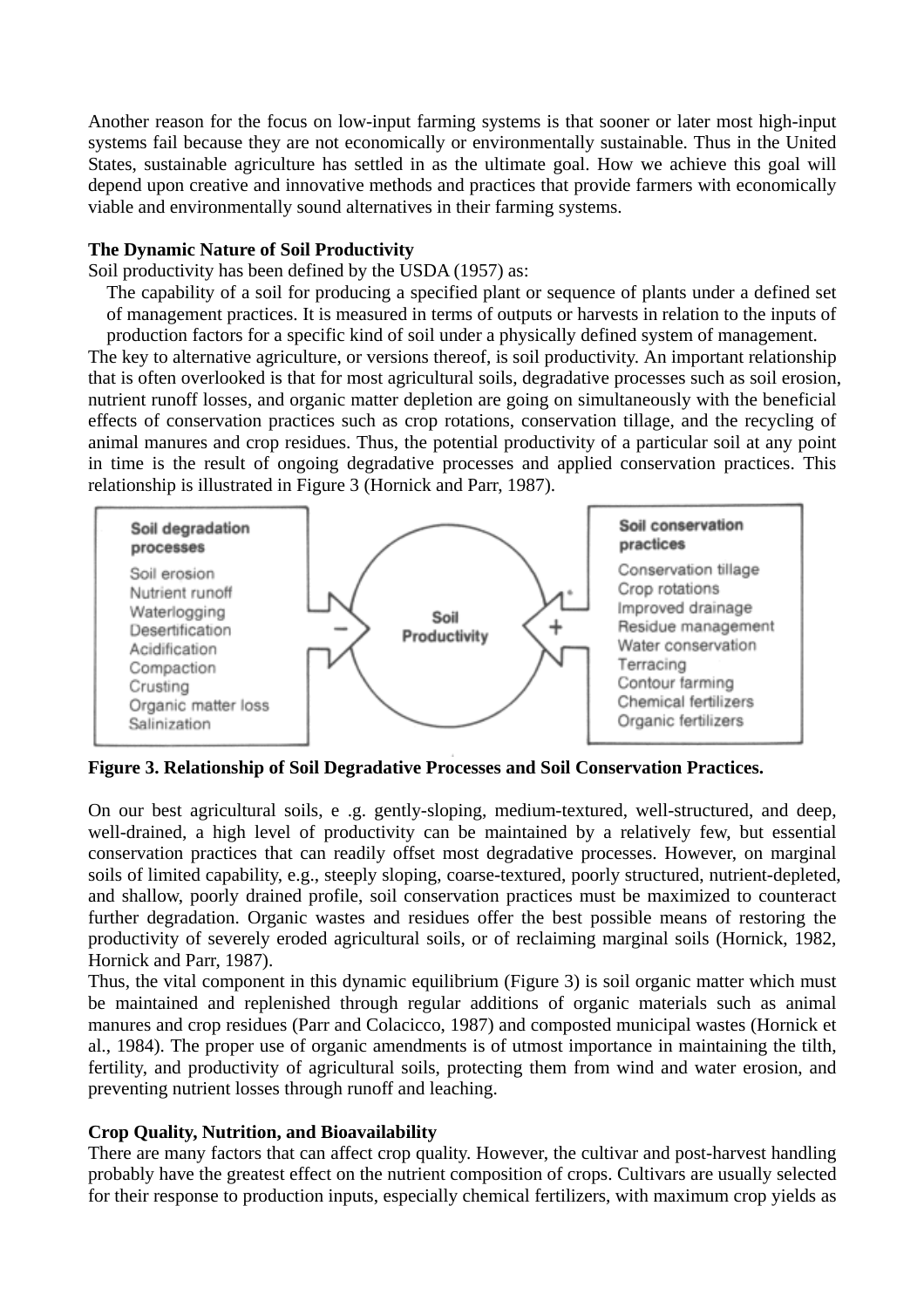Another reason for the focus on low-input farming systems is that sooner or later most high-input systems fail because they are not economically or environmentally sustainable. Thus in the United States, sustainable agriculture has settled in as the ultimate goal. How we achieve this goal will depend upon creative and innovative methods and practices that provide farmers with economically viable and environmentally sound alternatives in their farming systems.

**The Dynamic Nature of Soil Productivity**

Soil productivity has been defined by the USDA (1957) as:

> The capability of a soil for producing a specified plant or sequence of plants under a defined set of management practices. It is measured in terms of outputs or harvests in relation to the inputs of production factors for a specific kind of soil under a physically defined system of management.

The key to alternative agriculture, or versions thereof, is soil productivity. An important relationship that is often overlooked is that for most agricultural soils, degradative processes such as soil erosion, nutrient runoff losses, and organic matter depletion are going on simultaneously with the beneficial effects of conservation practices such as crop rotations, conservation tillage, and the recycling of animal manures and crop residues. Thus, the potential productivity of a particular soil at any point in time is the result of ongoing degradative processes and applied conservation practices. This relationship is illustrated in Figure 3 (Hornick and Parr, 1987).

| Soil degradation processes | | Soil Productivity | | Soil conservation practices |
|---|---|---|---|---|
| Soil erosion | − | | + | Conservation tillage |
| Nutrient runoff | | | | Crop rotations |
| Waterlogging | | | | Improved drainage |
| Desertification | | | | Residue management |
| Acidification | | | | Water conservation |
| Compaction | | | | Terracing |
| Crusting | | | | Contour farming |
| Organic matter loss | | | | Chemical fertilizers |
| Salinization | | | | Organic fertilizers |

**Figure 3. Relationship of Soil Degradative Processes and Soil Conservation Practices.**

On our best agricultural soils, e .g. gently-sloping, medium-textured, well-structured, and deep, well-drained, a high level of productivity can be maintained by a relatively few, but essential conservation practices that can readily offset most degradative processes. However, on marginal soils of limited capability, e.g., steeply sloping, coarse-textured, poorly structured, nutrient-depleted, and shallow, poorly drained profile, soil conservation practices must be maximized to counteract further degradation. Organic wastes and residues offer the best possible means of restoring the productivity of severely eroded agricultural soils, or of reclaiming marginal soils (Hornick, 1982, Hornick and Parr, 1987).

Thus, the vital component in this dynamic equilibrium (Figure 3) is soil organic matter which must be maintained and replenished through regular additions of organic materials such as animal manures and crop residues (Parr and Colacicco, 1987) and composted municipal wastes (Hornick et al., 1984). The proper use of organic amendments is of utmost importance in maintaining the tilth, fertility, and productivity of agricultural soils, protecting them from wind and water erosion, and preventing nutrient losses through runoff and leaching.

**Crop Quality, Nutrition, and Bioavailability**

There are many factors that can affect crop quality. However, the cultivar and post-harvest handling probably have the greatest effect on the nutrient composition of crops. Cultivars are usually selected for their response to production inputs, especially chemical fertilizers, with maximum crop yields as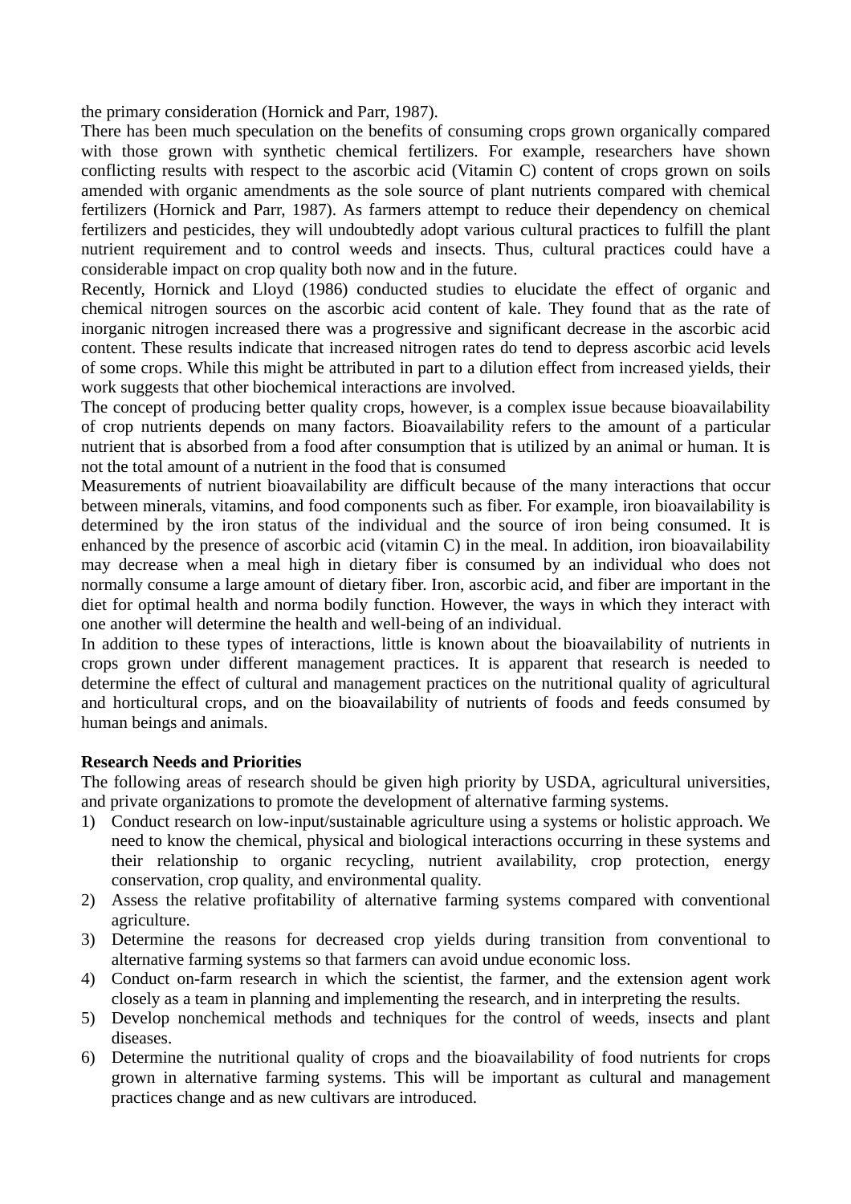the primary consideration (Hornick and Parr, 1987).

There has been much speculation on the benefits of consuming crops grown organically compared with those grown with synthetic chemical fertilizers. For example, researchers have shown conflicting results with respect to the ascorbic acid (Vitamin C) content of crops grown on soils amended with organic amendments as the sole source of plant nutrients compared with chemical fertilizers (Hornick and Parr, 1987). As farmers attempt to reduce their dependency on chemical fertilizers and pesticides, they will undoubtedly adopt various cultural practices to fulfill the plant nutrient requirement and to control weeds and insects. Thus, cultural practices could have a considerable impact on crop quality both now and in the future.

Recently, Hornick and Lloyd (1986) conducted studies to elucidate the effect of organic and chemical nitrogen sources on the ascorbic acid content of kale. They found that as the rate of inorganic nitrogen increased there was a progressive and significant decrease in the ascorbic acid content. These results indicate that increased nitrogen rates do tend to depress ascorbic acid levels of some crops. While this might be attributed in part to a dilution effect from increased yields, their work suggests that other biochemical interactions are involved.

The concept of producing better quality crops, however, is a complex issue because bioavailability of crop nutrients depends on many factors. Bioavailability refers to the amount of a particular nutrient that is absorbed from a food after consumption that is utilized by an animal or human. It is not the total amount of a nutrient in the food that is consumed

Measurements of nutrient bioavailability are difficult because of the many interactions that occur between minerals, vitamins, and food components such as fiber. For example, iron bioavailability is determined by the iron status of the individual and the source of iron being consumed. It is enhanced by the presence of ascorbic acid (vitamin C) in the meal. In addition, iron bioavailability may decrease when a meal high in dietary fiber is consumed by an individual who does not normally consume a large amount of dietary fiber. Iron, ascorbic acid, and fiber are important in the diet for optimal health and norma bodily function. However, the ways in which they interact with one another will determine the health and well-being of an individual.

In addition to these types of interactions, little is known about the bioavailability of nutrients in crops grown under different management practices. It is apparent that research is needed to determine the effect of cultural and management practices on the nutritional quality of agricultural and horticultural crops, and on the bioavailability of nutrients of foods and feeds consumed by human beings and animals.

**Research Needs and Priorities**

The following areas of research should be given high priority by USDA, agricultural universities, and private organizations to promote the development of alternative farming systems.

1) Conduct research on low-input/sustainable agriculture using a systems or holistic approach. We need to know the chemical, physical and biological interactions occurring in these systems and their relationship to organic recycling, nutrient availability, crop protection, energy conservation, crop quality, and environmental quality.
2) Assess the relative profitability of alternative farming systems compared with conventional agriculture.
3) Determine the reasons for decreased crop yields during transition from conventional to alternative farming systems so that farmers can avoid undue economic loss.
4) Conduct on-farm research in which the scientist, the farmer, and the extension agent work closely as a team in planning and implementing the research, and in interpreting the results.
5) Develop nonchemical methods and techniques for the control of weeds, insects and plant diseases.
6) Determine the nutritional quality of crops and the bioavailability of food nutrients for crops grown in alternative farming systems. This will be important as cultural and management practices change and as new cultivars are introduced.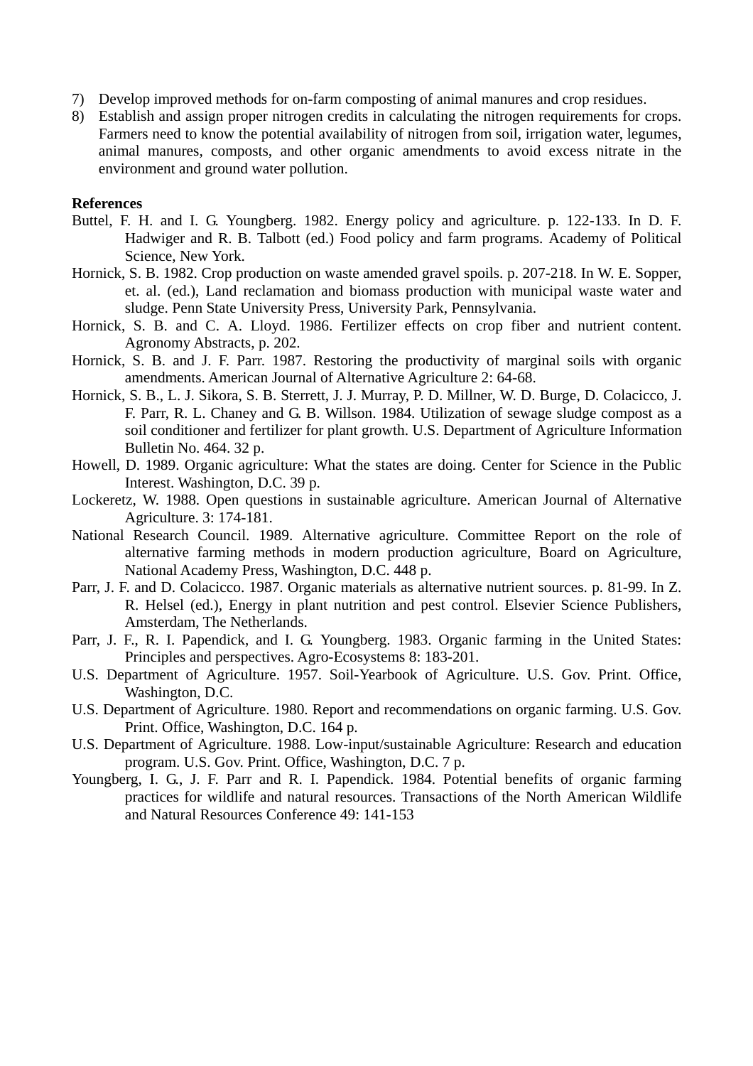7) Develop improved methods for on-farm composting of animal manures and crop residues.
8) Establish and assign proper nitrogen credits in calculating the nitrogen requirements for crops. Farmers need to know the potential availability of nitrogen from soil, irrigation water, legumes, animal manures, composts, and other organic amendments to avoid excess nitrate in the environment and ground water pollution.

**References**

Buttel, F. H. and I. G. Youngberg. 1982. Energy policy and agriculture. p. 122-133. In D. F. Hadwiger and R. B. Talbott (ed.) Food policy and farm programs. Academy of Political Science, New York.

Hornick, S. B. 1982. Crop production on waste amended gravel spoils. p. 207-218. In W. E. Sopper, et. al. (ed.), Land reclamation and biomass production with municipal waste water and sludge. Penn State University Press, University Park, Pennsylvania.

Hornick, S. B. and C. A. Lloyd. 1986. Fertilizer effects on crop fiber and nutrient content. Agronomy Abstracts, p. 202.

Hornick, S. B. and J. F. Parr. 1987. Restoring the productivity of marginal soils with organic amendments. American Journal of Alternative Agriculture 2: 64-68.

Hornick, S. B., L. J. Sikora, S. B. Sterrett, J. J. Murray, P. D. Millner, W. D. Burge, D. Colacicco, J. F. Parr, R. L. Chaney and G. B. Willson. 1984. Utilization of sewage sludge compost as a soil conditioner and fertilizer for plant growth. U.S. Department of Agriculture Information Bulletin No. 464. 32 p.

Howell, D. 1989. Organic agriculture: What the states are doing. Center for Science in the Public Interest. Washington, D.C. 39 p.

Lockeretz, W. 1988. Open questions in sustainable agriculture. American Journal of Alternative Agriculture. 3: 174-181.

National Research Council. 1989. Alternative agriculture. Committee Report on the role of alternative farming methods in modern production agriculture, Board on Agriculture, National Academy Press, Washington, D.C. 448 p.

Parr, J. F. and D. Colacicco. 1987. Organic materials as alternative nutrient sources. p. 81-99. In Z. R. Helsel (ed.), Energy in plant nutrition and pest control. Elsevier Science Publishers, Amsterdam, The Netherlands.

Parr, J. F., R. I. Papendick, and I. G. Youngberg. 1983. Organic farming in the United States: Principles and perspectives. Agro-Ecosystems 8: 183-201.

U.S. Department of Agriculture. 1957. Soil-Yearbook of Agriculture. U.S. Gov. Print. Office, Washington, D.C.

U.S. Department of Agriculture. 1980. Report and recommendations on organic farming. U.S. Gov. Print. Office, Washington, D.C. 164 p.

U.S. Department of Agriculture. 1988. Low-input/sustainable Agriculture: Research and education program. U.S. Gov. Print. Office, Washington, D.C. 7 p.

Youngberg, I. G., J. F. Parr and R. I. Papendick. 1984. Potential benefits of organic farming practices for wildlife and natural resources. Transactions of the North American Wildlife and Natural Resources Conference 49: 141-153